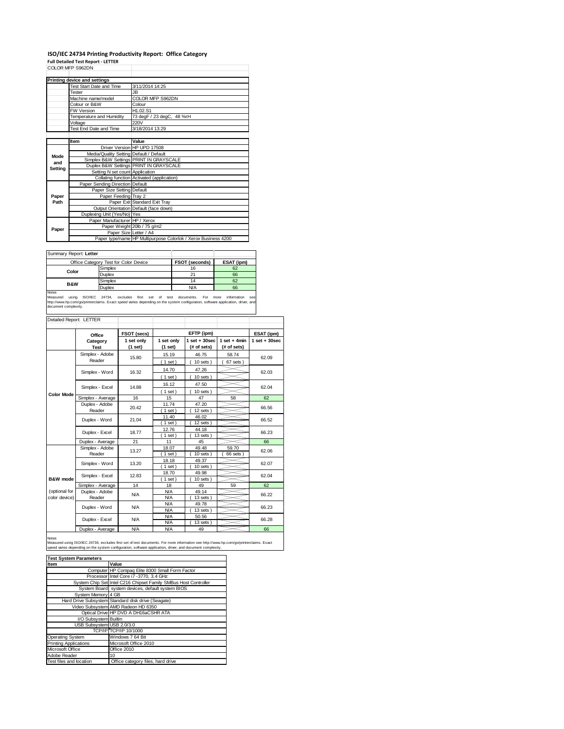# ISO/IEC 24734 Printing Productivity Report: Office Category

**Full Detailed Test Report - LETTER**

COLOR MFP S962DN

| Printing device and settings | |
|---|---|
| Test Start Date and Time | 3/11/2014 14:25 |
| Tester | JB |
| Machine name/model | COLOR MFP S962DN |
| Colour or B&W | Colour |
| FW Version | H1.02.S1 |
| Temperature and Humidity | 73 degF / 23 degC, 48 %rH |
| Voltage | 220V |
| Test End Date and Time | 3/18/2014 13:29 |

| | Item | Value |
|---|---|---|
| Mode and Setting | Driver Version | HP UPD 17508 |
| | Media/Quality Setting | Default / Default |
| | Simplex B&W Settings | PRINT IN GRAYSCALE |
| | Duplex B&W Settings | PRINT IN GRAYSCALE |
| | Setting N set count | Application |
| | Collating function | Activated (application) |
| Paper Path | Paper Sending Direction | Default |
| | Paper Size Setting | Default |
| | Paper Feeding | Tray 2 |
| | Paper Exit | Standard Exit Tray |
| | Output Orientation | Default (face down) |
| | Duplexing Unit (Yes/No) | Yes |
| Paper | Paper Manufacturer | HP / Xerox |
| | Paper Weight | 20lb / 75 g/m2 |
| | Paper Size | Letter / A4 |
| | Paper type/name | HP Multipurpose Colorlok / Xerox Business 4200 |

Summary Report: **Letter**

| Office Category Test for Color Device | | FSOT (seconds) | ESAT (ipm) |
|---|---|---|---|
| Color | Simplex | 16 | 62 |
| | Duplex | 21 | 66 |
| B&W | Simplex | 14 | 62 |
| | Duplex | N/A | 66 |

Notes
Measured using ISO/IEC 24734, excludes first set of test documents. For more information see http://www.hp.com/go/printerclaims. Exact speed varies depending on the system configuration, software application, driver, and document complexity.

Detailed Report: LETTER

| | Office Category Test | FSOT (secs) 1 set only (1 set) | EFTP (ipm) 1 set only (1 set) | EFTP (ipm) 1 set + 30sec (# of sets) | EFTP (ipm) 1 set + 4min (# of sets) | ESAT (ipm) 1 set + 30sec |
|---|---|---|---|---|---|---|
| Color Mode | Simplex - Adobe Reader | 15.80 | 15.19 (1 set) | 46.75 (10 sets) | 58.74 (67 sets) | 62.09 |
| | Simplex - Word | 16.32 | 14.70 (1 set) | 47.26 (10 sets) | | 62.03 |
| | Simplex - Excel | 14.88 | 16.12 (1 set) | 47.50 (10 sets) | | 62.04 |
| | Simplex - Average | 16 | 15 | 47 | 58 | 62 |
| | Duplex - Adobe Reader | 20.42 | 11.74 (1 set) | 47.20 (12 sets) | | 66.56 |
| | Duplex - Word | 21.04 | 11.40 (1 set) | 46.02 (12 sets) | | 66.52 |
| | Duplex - Excel | 18.77 | 12.76 (1 set) | 44.18 (13 sets) | | 66.23 |
| | Duplex - Average | 21 | 11 | 45 | | 66 |
| B&W mode (optional for color device) | Simplex - Adobe Reader | 13.27 | 18.07 (1 set) | 49.48 (10 sets) | 59.70 (66 sets) | 62.06 |
| | Simplex - Word | 13.20 | 18.18 (1 set) | 49.37 (10 sets) | | 62.07 |
| | Simplex - Excel | 12.83 | 18.70 (1 set) | 49.98 (10 sets) | | 62.04 |
| | Simplex - Average | 14 | 18 | 49 | 59 | 62 |
| | Duplex - Adobe Reader | N/A | N/A (N/A) | 49.14 (13 sets) | | 66.22 |
| | Duplex - Word | N/A | N/A (N/A) | 49.78 (13 sets) | | 66.23 |
| | Duplex - Excel | N/A | N/A (N/A) | 50.56 (13 sets) | | 66.28 |
| | Duplex - Average | N/A | N/A | 49 | | 66 |

Notes
Measured using ISO/IEC 24734, excludes first set of test documents. For more information see http://www.hp.com/go/printerclaims. Exact speed varies depending on the system configuration, software application, driver, and document complexity.

| Test System Parameters | |
|---|---|
| **Item** | **Value** |
| Computer | HP Compaq Elite 8300 Small Form Factor |
| Processor | Intel Core i7 -3770, 3.4 GHz |
| System Chip Set | Intel C216 Chipset Family SMBus Host Controller |
| System Board | system devices, default system BIOS |
| System Memory | 4 GB |
| Hard Drive Subsystem | Standard disk drive (Seagate) |
| Video Subsystem | AMD Radeon HD 6350 |
| Optical Drive | HP DVD A DH16aCSHR ATA |
| I/O Subsystem | Builtin |
| USB Subsystem | USB 2.0/3.0 |
| TCP/IP | TCP/IP 10/1000 |
| Operating System | Windows 7 64 Bit |
| Printing Applications | Microsoft Office 2010 |
| Microsoft Office | Office 2010 |
| Adobe Reader | 10 |
| Test files and location | Office category files, hard drive |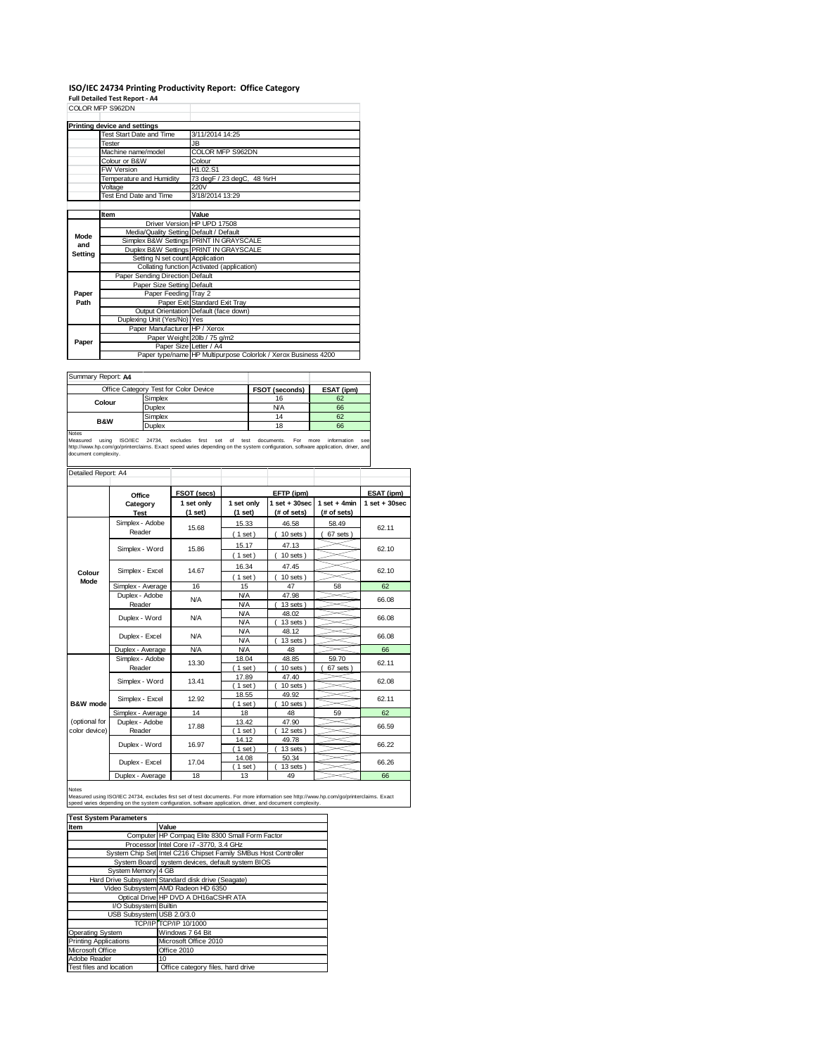## ISO/IEC 24734 Printing Productivity Report: Office Category

**Full Detailed Test Report - A4**

COLOR MFP S962DN

| Printing device and settings | |
|---|---|
| Test Start Date and Time | 3/11/2014 14:25 |
| Tester | JB |
| Machine name/model | COLOR MFP S962DN |
| Colour or B&W | Colour |
| FW Version | H1.02.S1 |
| Temperature and Humidity | 73 degF / 23 degC, 48 %rH |
| Voltage | 220V |
| Test End Date and Time | 3/18/2014 13:29 |

| | Item | Value |
|---|---|---|
| Mode and Setting | Driver Version | HP UPD 17508 |
| | Media/Quality Setting | Default / Default |
| | Simplex B&W Settings | PRINT IN GRAYSCALE |
| | Duplex B&W Settings | PRINT IN GRAYSCALE |
| | Setting N set count | Application |
| | Collating function | Activated (application) |
| Paper Path | Paper Sending Direction | Default |
| | Paper Size Setting | Default |
| | Paper Feeding | Tray 2 |
| | Paper Exit | Standard Exit Tray |
| | Output Orientation | Default (face down) |
| | Duplexing Unit (Yes/No) | Yes |
| Paper | Paper Manufacturer | HP / Xerox |
| | Paper Weight | 20lb / 75 g/m2 |
| | Paper Size | Letter / A4 |
| | Paper type/name | HP Multipurpose Colorlok / Xerox Business 4200 |

Summary Report: **A4**

| Office Category Test for Color Device | | FSOT (seconds) | ESAT (ipm) |
|---|---|---|---|
| Colour | Simplex | 16 | 62 |
| | Duplex | N/A | 66 |
| B&W | Simplex | 14 | 62 |
| | Duplex | 18 | 66 |

Notes
Measured using ISO/IEC 24734, excludes first set of test documents. For more information see http://www.hp.com/go/printerclaims. Exact speed varies depending on the system configuration, software application, driver, and document complexity.

Detailed Report: A4

| | Office Category Test | FSOT (secs) 1 set only (1 set) | EFTP (ipm) 1 set only (1 set) | EFTP (ipm) 1 set + 30sec (# of sets) | EFTP (ipm) 1 set + 4min (# of sets) | ESAT (ipm) 1 set + 30sec |
|---|---|---|---|---|---|---|
| Colour Mode | Simplex - Adobe Reader | 15.68 | 15.33 (1 set) | 46.58 (10 sets) | 58.49 (67 sets) | 62.11 |
| | Simplex - Word | 15.86 | 15.17 (1 set) | 47.13 (10 sets) | | 62.10 |
| | Simplex - Excel | 14.67 | 16.34 (1 set) | 47.45 (10 sets) | | 62.10 |
| | Simplex - Average | 16 | 15 | 47 | 58 | 62 |
| | Duplex - Adobe Reader | N/A | N/A N/A | 47.98 (13 sets) | | 66.08 |
| | Duplex - Word | N/A | N/A N/A | 48.02 (13 sets) | | 66.08 |
| | Duplex - Excel | N/A | N/A N/A | 48.12 (13 sets) | | 66.08 |
| | Duplex - Average | N/A | N/A | 48 | | 66 |
| B&W mode (optional for color device) | Simplex - Adobe Reader | 13.30 | 18.04 (1 set) | 48.85 (10 sets) | 59.70 (67 sets) | 62.11 |
| | Simplex - Word | 13.41 | 17.89 (1 set) | 47.40 (10 sets) | | 62.08 |
| | Simplex - Excel | 12.92 | 18.55 (1 set) | 49.92 (10 sets) | | 62.11 |
| | Simplex - Average | 14 | 18 | 48 | 59 | 62 |
| | Duplex - Adobe Reader | 17.88 | 13.42 (1 set) | 47.90 (12 sets) | | 66.59 |
| | Duplex - Word | 16.97 | 14.12 (1 set) | 49.78 (13 sets) | | 66.22 |
| | Duplex - Excel | 17.04 | 14.08 (1 set) | 50.34 (13 sets) | | 66.26 |
| | Duplex - Average | 18 | 13 | 49 | | 66 |

Notes
Measured using ISO/IEC 24734, excludes first set of test documents. For more information see http://www.hp.com/go/printerclaims. Exact speed varies depending on the system configuration, software application, driver, and document complexity.

| Test System Parameters | |
|---|---|
| Item | Value |
| Computer | HP Compaq Elite 8300 Small Form Factor |
| Processor | Intel Core i7 -3770, 3.4 GHz |
| System Chip Set | Intel C216 Chipset Family SMBus Host Controller |
| System Board | system devices, default system BIOS |
| System Memory | 4 GB |
| Hard Drive Subsystem | Standard disk drive (Seagate) |
| Video Subsystem | AMD Radeon HD 6350 |
| Optical Drive | HP DVD A DH16aCSHR ATA |
| I/O Subsystem | Builtin |
| USB Subsystem | USB 2.0/3.0 |
| TCP/IP | TCP/IP 10/1000 |
| Operating System | Windows 7 64 Bit |
| Printing Applications | Microsoft Office 2010 |
| Microsoft Office | Office 2010 |
| Adobe Reader | 10 |
| Test files and location | Office category files, hard drive |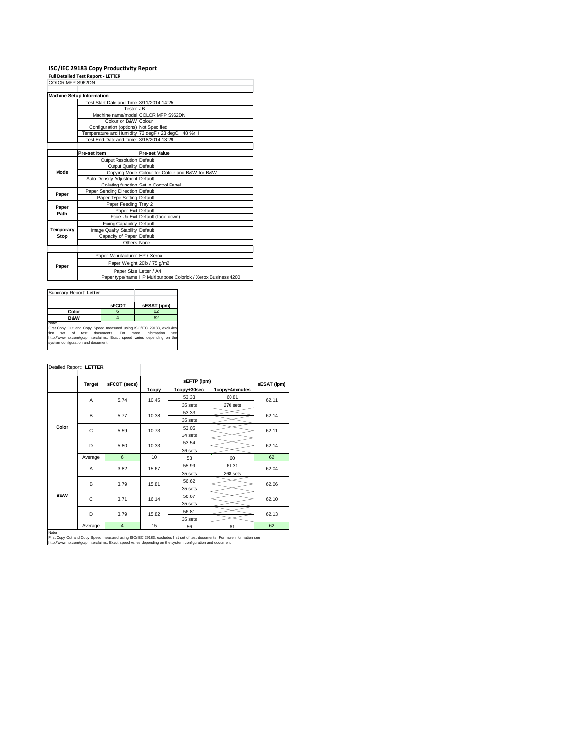## ISO/IEC 29183 Copy Productivity Report

**Full Detailed Test Report - LETTER**

COLOR MFP S962DN

| Machine Setup Information | | |
|---|---|---|
| | Test Start Date and Time | 3/11/2014 14:25 |
| | Tester | JB |
| | Machine name/model | COLOR MFP S962DN |
| | Colour or B&W | Colour |
| | Configuration (options) | Not Specified |
| | Temperature and Humidity | 73 degF / 23 degC, 48 %rH |
| | Test End Date and Time: | 3/18/2014 13:29 |

| | Pre-set Item | Pre-set Value |
|---|---|---|
| Mode | Output Resolution | Default |
| | Output Quality | Default |
| | Copying Mode | Colour for Colour and B&W for B&W |
| | Auto Density Adjustment | Default |
| | Collating function | Set in Control Panel |
| Paper | Paper Sending Direction | Default |
| | Paper Type Setting | Default |
| Paper Path | Paper Feeding | Tray 2 |
| | Paper Exit | Default |
| | Face Up Exit | Default (face down) |
| Temporary Stop | Fixing Capability | Default |
| | Image Quality Stability | Default |
| | Capacity of Paper | Default |
| | Others | None |

| | | |
|---|---|---|
| Paper | Paper Manufacturer | HP / Xerox |
| | Paper Weight | 20lb / 75 g/m2 |
| | Paper Size | Letter / A4 |
| | Paper type/name | HP Multipurpose Colorlok / Xerox Business 4200 |

Summary Report: **Letter**

| | sFCOT | sESAT (ipm) |
|---|---|---|
| Color | 6 | 62 |
| B&W | 4 | 62 |

Notes
First Copy Out and Copy Speed measured using ISO/IEC 29183, excludes first set of test documents. For more information see http://www.hp.com/go/printerclaims. Exact speed varies depending on the system configuration and document.

Detailed Report: **LETTER**

| | Target | sFCOT (secs) | sEFTP (ipm) 1copy | sEFTP (ipm) 1copy+30sec | sEFTP (ipm) 1copy+4minutes | sESAT (ipm) |
|---|---|---|---|---|---|---|
| Color | A | 5.74 | 10.45 | 53.33 / 35 sets | 60.81 / 270 sets | 62.11 |
| | B | 5.77 | 10.38 | 53.33 / 35 sets | | 62.14 |
| | C | 5.59 | 10.73 | 53.05 / 34 sets | | 62.11 |
| | D | 5.80 | 10.33 | 53.54 / 36 sets | | 62.14 |
| | Average | 6 | 10 | 53 | 60 | 62 |
| B&W | A | 3.82 | 15.67 | 55.99 / 35 sets | 61.31 / 268 sets | 62.04 |
| | B | 3.79 | 15.81 | 56.62 / 35 sets | | 62.06 |
| | C | 3.71 | 16.14 | 56.67 / 35 sets | | 62.10 |
| | D | 3.79 | 15.82 | 56.81 / 35 sets | | 62.13 |
| | Average | 4 | 15 | 56 | 61 | 62 |

Notes
First Copy Out and Copy Speed measured using ISO/IEC 29183, excludes first set of test documents. For more information see http://www.hp.com/go/printerclaims. Exact speed varies depending on the system configuration and document.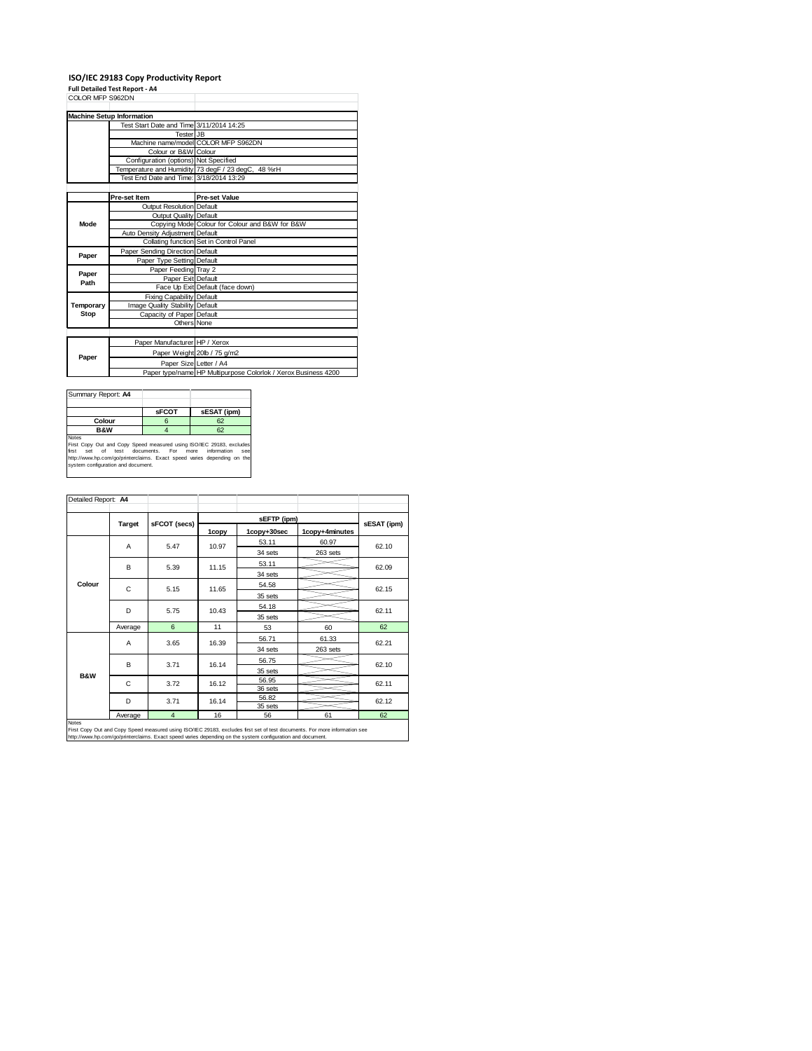# ISO/IEC 29183 Copy Productivity Report

**Full Detailed Test Report - A4**

COLOR MFP S962DN

| Machine Setup Information | | |
|---|---|---|
| | Test Start Date and Time | 3/11/2014 14:25 |
| | Tester | JB |
| | Machine name/model | COLOR MFP S962DN |
| | Colour or B&W | Colour |
| | Configuration (options) | Not Specified |
| | Temperature and Humidity | 73 degF / 23 degC, 48 %rH |
| | Test End Date and Time: | 3/18/2014 13:29 |

| | Pre-set Item | Pre-set Value |
|---|---|---|
| Mode | Output Resolution | Default |
| | Output Quality | Default |
| | Copying Mode | Colour for Colour and B&W for B&W |
| | Auto Density Adjustment | Default |
| | Collating function | Set in Control Panel |
| Paper | Paper Sending Direction | Default |
| | Paper Type Setting | Default |
| Paper Path | Paper Feeding | Tray 2 |
| | Paper Exit | Default |
| | Face Up Exit | Default (face down) |
| Temporary Stop | Fixing Capability | Default |
| | Image Quality Stability | Default |
| | Capacity of Paper | Default |
| | Others | None |

| | | |
|---|---|---|
| Paper | Paper Manufacturer | HP / Xerox |
| | Paper Weight | 20lb / 75 g/m2 |
| | Paper Size | Letter / A4 |
| | Paper type/name | HP Multipurpose Colorlok / Xerox Business 4200 |

Summary Report: **A4**

| | sFCOT | sESAT (ipm) |
|---|---|---|
| Colour | 6 | 62 |
| B&W | 4 | 62 |

Notes
First Copy Out and Copy Speed measured using ISO/IEC 29183, excludes first set of test documents. For more information see http://www.hp.com/go/printerclaims. Exact speed varies depending on the system configuration and document.

Detailed Report: **A4**

| | Target | sFCOT (secs) | sEFTP (ipm) 1copy | sEFTP (ipm) 1copy+30sec | sEFTP (ipm) 1copy+4minutes | sESAT (ipm) |
|---|---|---|---|---|---|---|
| Colour | A | 5.47 | 10.97 | 53.11 / 34 sets | 60.97 / 263 sets | 62.10 |
| | B | 5.39 | 11.15 | 53.11 / 34 sets | | 62.09 |
| | C | 5.15 | 11.65 | 54.58 / 35 sets | | 62.15 |
| | D | 5.75 | 10.43 | 54.18 / 35 sets | | 62.11 |
| | Average | 6 | 11 | 53 | 60 | 62 |
| B&W | A | 3.65 | 16.39 | 56.71 / 34 sets | 61.33 / 263 sets | 62.21 |
| | B | 3.71 | 16.14 | 56.75 / 35 sets | | 62.10 |
| | C | 3.72 | 16.12 | 56.95 / 36 sets | | 62.11 |
| | D | 3.71 | 16.14 | 56.82 / 35 sets | | 62.12 |
| | Average | 4 | 16 | 56 | 61 | 62 |

Notes
First Copy Out and Copy Speed measured using ISO/IEC 29183, excludes first set of test documents. For more information see http://www.hp.com/go/printerclaims. Exact speed varies depending on the system configuration and document.